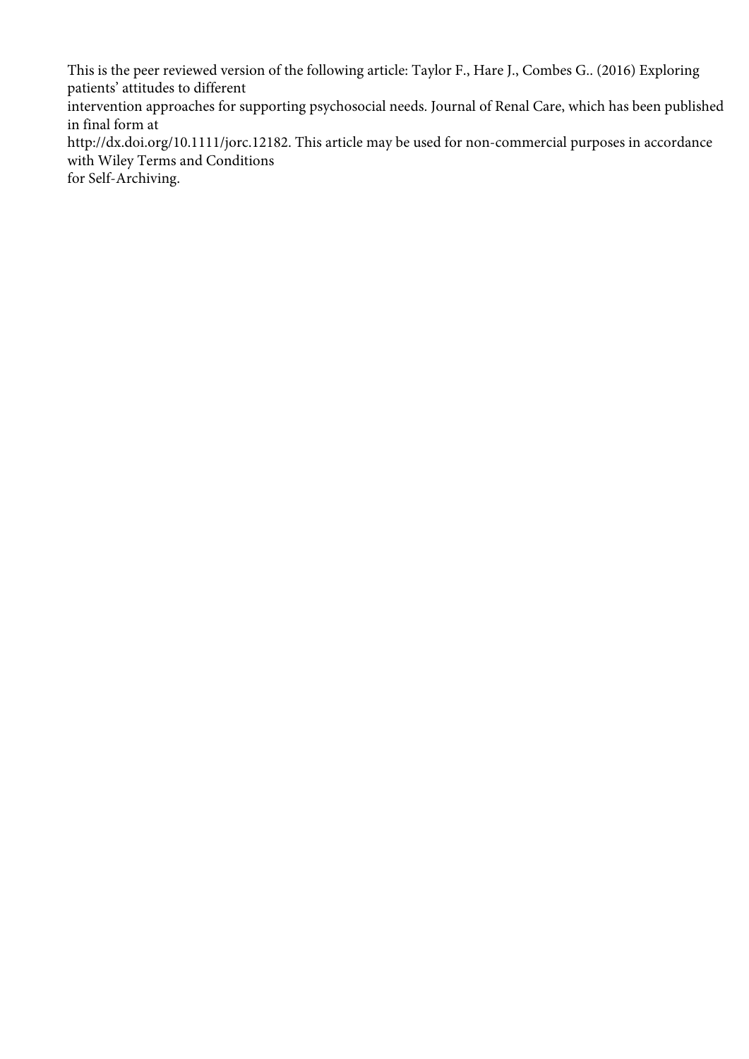This is the peer reviewed version of the following article: Taylor F., Hare J., Combes G.. (2016) Exploring patients' attitudes to different intervention approaches for supporting psychosocial needs. Journal of Renal Care, which has been published in final form at http://dx.doi.org/10.1111/jorc.12182. This article may be used for non-commercial purposes in accordance with Wiley Terms and Conditions for Self-Archiving.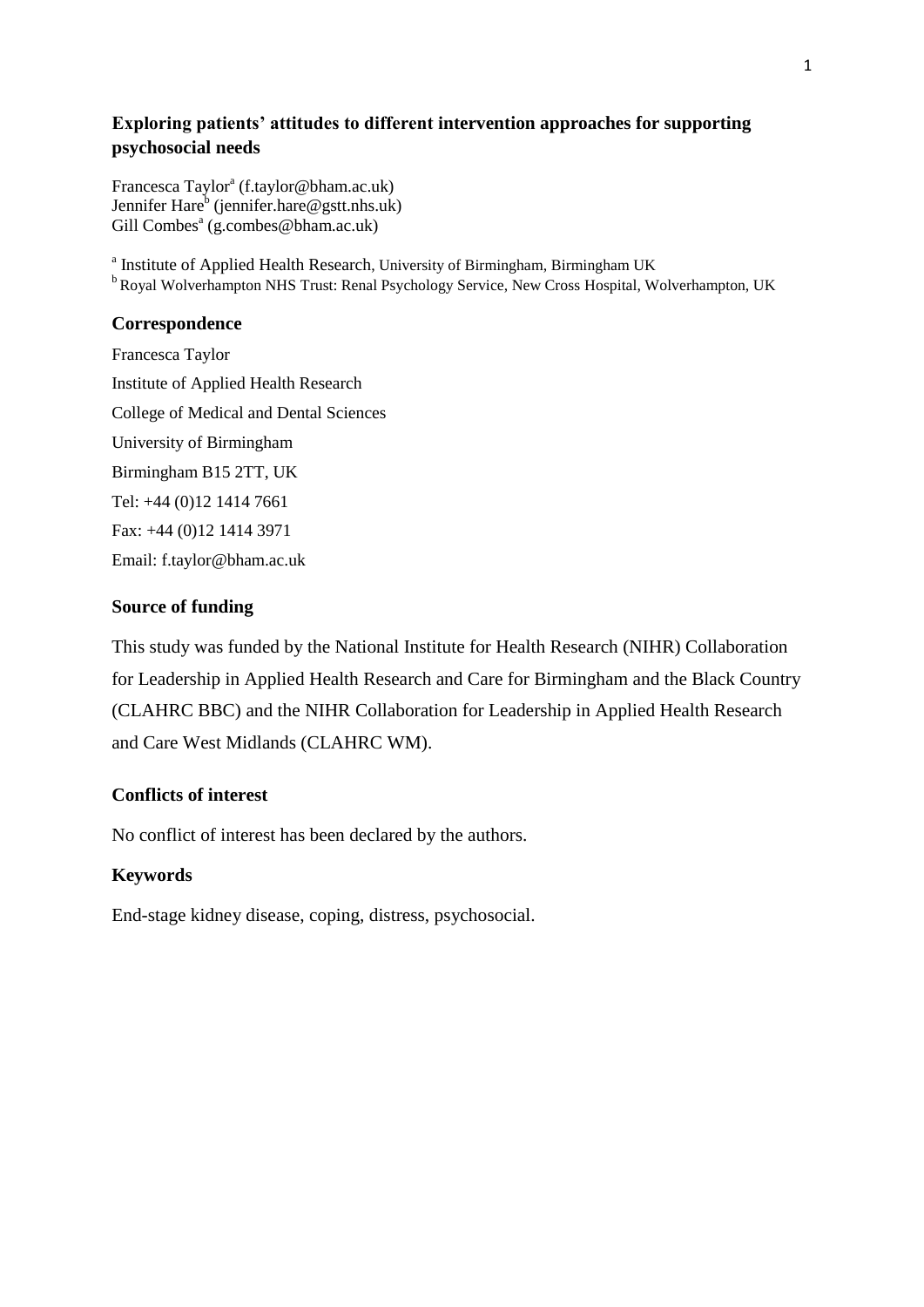**Exploring patients' attitudes to different intervention approaches for supporting psychosocial needs**

Francesca Taylor[a] (f.taylor@bham.ac.uk)
Jennifer Hare[b] (jennifer.hare@gstt.nhs.uk)
Gill Combes[a] (g.combes@bham.ac.uk)

[a] Institute of Applied Health Research, University of Birmingham, Birmingham UK
[b] Royal Wolverhampton NHS Trust: Renal Psychology Service, New Cross Hospital, Wolverhampton, UK

### Correspondence

Francesca Taylor
Institute of Applied Health Research
College of Medical and Dental Sciences
University of Birmingham
Birmingham B15 2TT, UK
Tel: +44 (0)12 1414 7661
Fax: +44 (0)12 1414 3971
Email: f.taylor@bham.ac.uk

### Source of funding

This study was funded by the National Institute for Health Research (NIHR) Collaboration for Leadership in Applied Health Research and Care for Birmingham and the Black Country (CLAHRC BBC) and the NIHR Collaboration for Leadership in Applied Health Research and Care West Midlands (CLAHRC WM).

### Conflicts of interest

No conflict of interest has been declared by the authors.

### Keywords

End-stage kidney disease, coping, distress, psychosocial.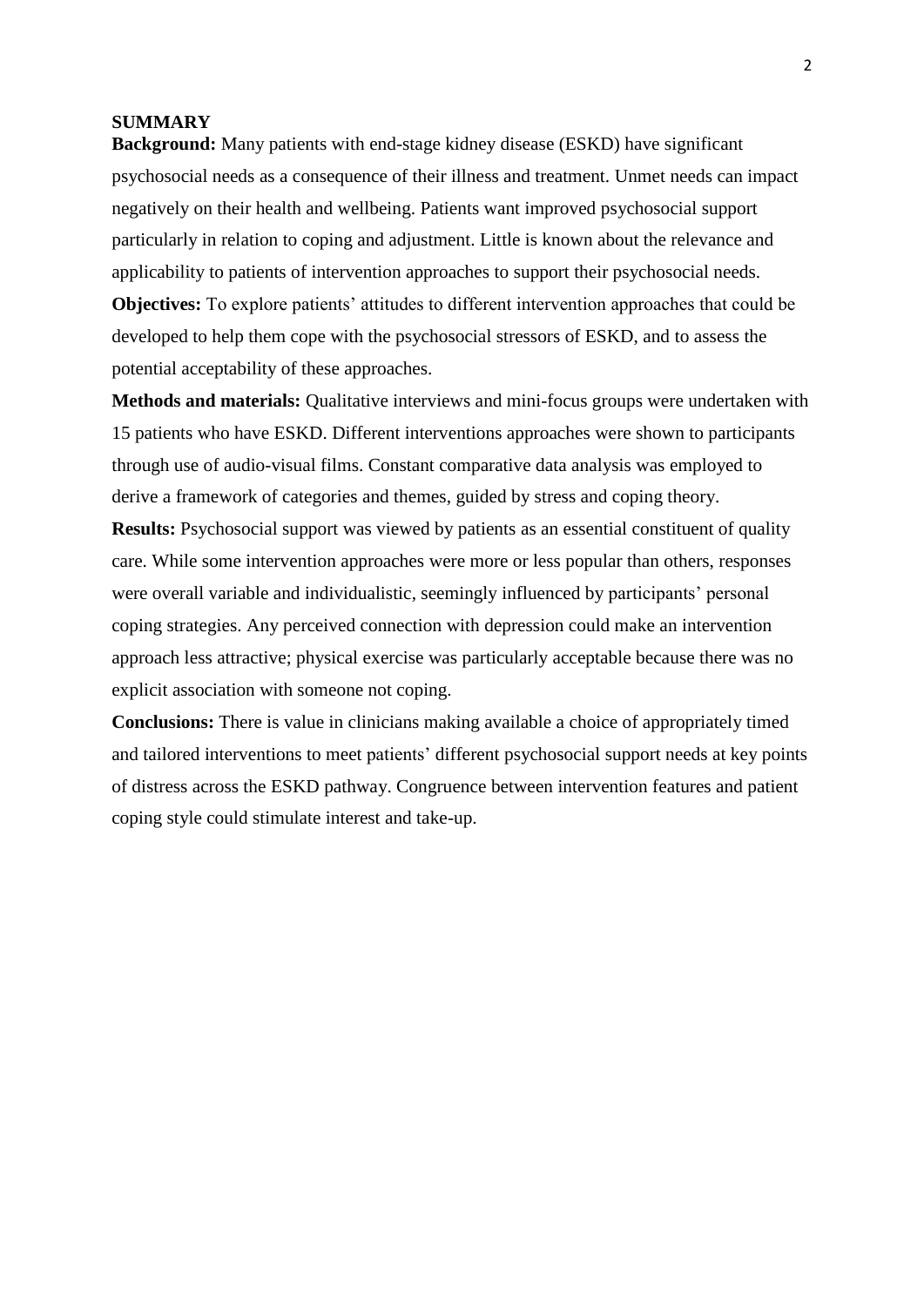## SUMMARY

**Background:** Many patients with end-stage kidney disease (ESKD) have significant psychosocial needs as a consequence of their illness and treatment. Unmet needs can impact negatively on their health and wellbeing. Patients want improved psychosocial support particularly in relation to coping and adjustment. Little is known about the relevance and applicability to patients of intervention approaches to support their psychosocial needs.

**Objectives:** To explore patients' attitudes to different intervention approaches that could be developed to help them cope with the psychosocial stressors of ESKD, and to assess the potential acceptability of these approaches.

**Methods and materials:** Qualitative interviews and mini-focus groups were undertaken with 15 patients who have ESKD. Different interventions approaches were shown to participants through use of audio-visual films. Constant comparative data analysis was employed to derive a framework of categories and themes, guided by stress and coping theory.

**Results:** Psychosocial support was viewed by patients as an essential constituent of quality care. While some intervention approaches were more or less popular than others, responses were overall variable and individualistic, seemingly influenced by participants' personal coping strategies. Any perceived connection with depression could make an intervention approach less attractive; physical exercise was particularly acceptable because there was no explicit association with someone not coping.

**Conclusions:** There is value in clinicians making available a choice of appropriately timed and tailored interventions to meet patients' different psychosocial support needs at key points of distress across the ESKD pathway. Congruence between intervention features and patient coping style could stimulate interest and take-up.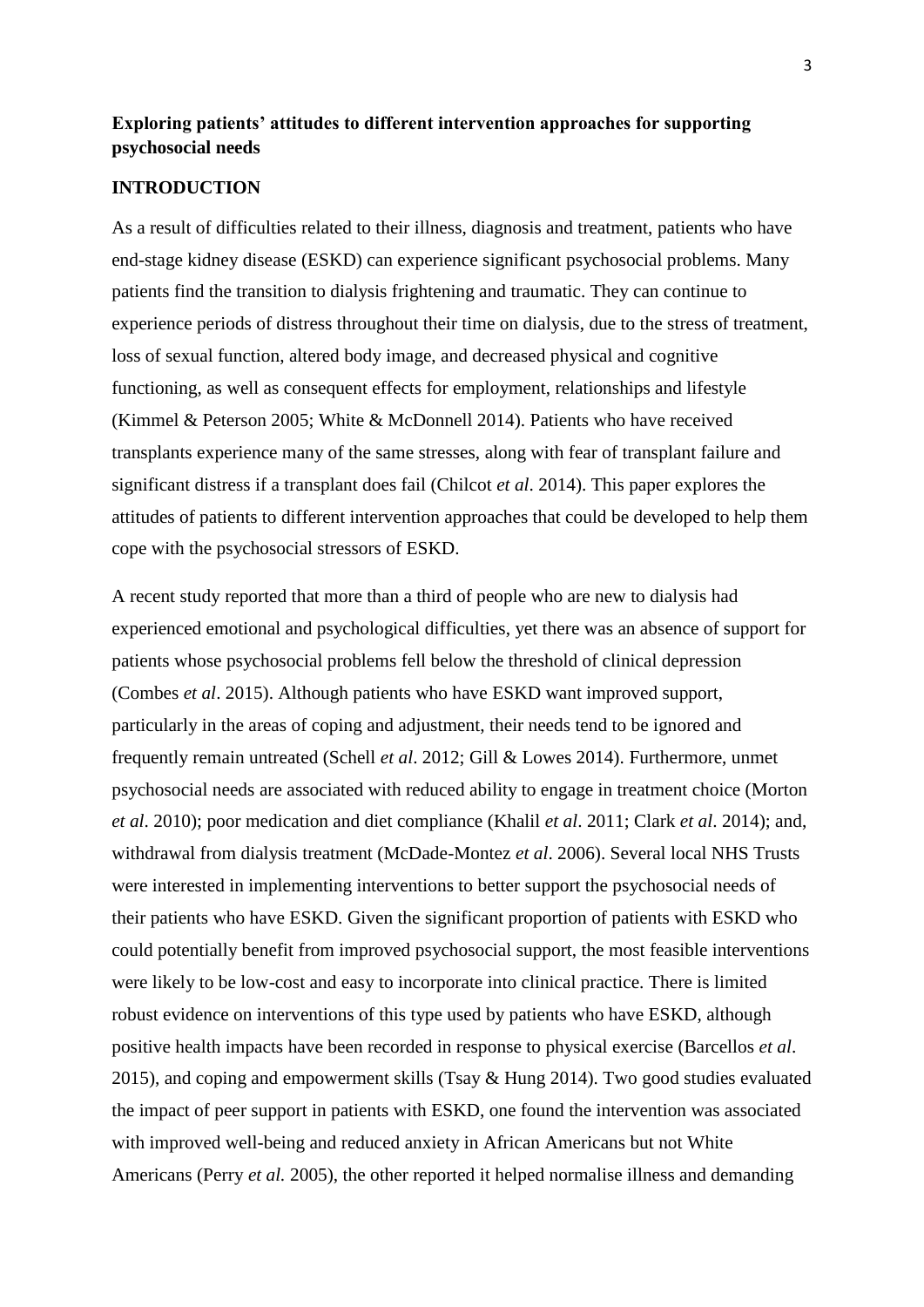**Exploring patients' attitudes to different intervention approaches for supporting psychosocial needs**

**INTRODUCTION**

As a result of difficulties related to their illness, diagnosis and treatment, patients who have end-stage kidney disease (ESKD) can experience significant psychosocial problems. Many patients find the transition to dialysis frightening and traumatic. They can continue to experience periods of distress throughout their time on dialysis, due to the stress of treatment, loss of sexual function, altered body image, and decreased physical and cognitive functioning, as well as consequent effects for employment, relationships and lifestyle (Kimmel & Peterson 2005; White & McDonnell 2014). Patients who have received transplants experience many of the same stresses, along with fear of transplant failure and significant distress if a transplant does fail (Chilcot *et al*. 2014). This paper explores the attitudes of patients to different intervention approaches that could be developed to help them cope with the psychosocial stressors of ESKD.

A recent study reported that more than a third of people who are new to dialysis had experienced emotional and psychological difficulties, yet there was an absence of support for patients whose psychosocial problems fell below the threshold of clinical depression (Combes *et al*. 2015). Although patients who have ESKD want improved support, particularly in the areas of coping and adjustment, their needs tend to be ignored and frequently remain untreated (Schell *et al*. 2012; Gill & Lowes 2014). Furthermore, unmet psychosocial needs are associated with reduced ability to engage in treatment choice (Morton *et al*. 2010); poor medication and diet compliance (Khalil *et al*. 2011; Clark *et al*. 2014); and, withdrawal from dialysis treatment (McDade-Montez *et al*. 2006). Several local NHS Trusts were interested in implementing interventions to better support the psychosocial needs of their patients who have ESKD. Given the significant proportion of patients with ESKD who could potentially benefit from improved psychosocial support, the most feasible interventions were likely to be low-cost and easy to incorporate into clinical practice. There is limited robust evidence on interventions of this type used by patients who have ESKD, although positive health impacts have been recorded in response to physical exercise (Barcellos *et al*. 2015), and coping and empowerment skills (Tsay & Hung 2014). Two good studies evaluated the impact of peer support in patients with ESKD, one found the intervention was associated with improved well-being and reduced anxiety in African Americans but not White Americans (Perry *et al.* 2005), the other reported it helped normalise illness and demanding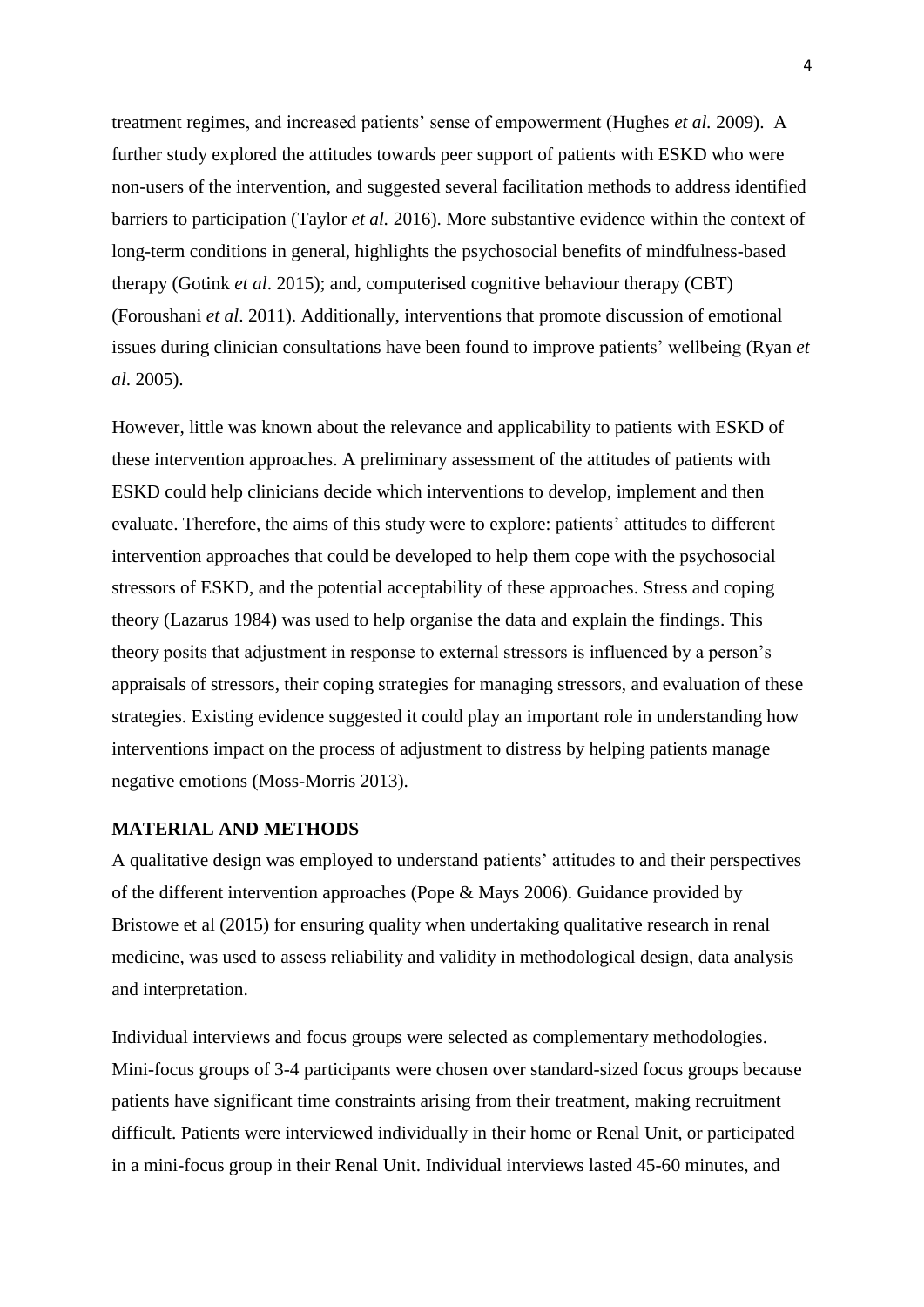treatment regimes, and increased patients' sense of empowerment (Hughes *et al.* 2009). A further study explored the attitudes towards peer support of patients with ESKD who were non-users of the intervention, and suggested several facilitation methods to address identified barriers to participation (Taylor *et al.* 2016). More substantive evidence within the context of long-term conditions in general, highlights the psychosocial benefits of mindfulness-based therapy (Gotink *et al*. 2015); and, computerised cognitive behaviour therapy (CBT) (Foroushani *et al*. 2011). Additionally, interventions that promote discussion of emotional issues during clinician consultations have been found to improve patients' wellbeing (Ryan *et al*. 2005).

However, little was known about the relevance and applicability to patients with ESKD of these intervention approaches. A preliminary assessment of the attitudes of patients with ESKD could help clinicians decide which interventions to develop, implement and then evaluate. Therefore, the aims of this study were to explore: patients' attitudes to different intervention approaches that could be developed to help them cope with the psychosocial stressors of ESKD, and the potential acceptability of these approaches. Stress and coping theory (Lazarus 1984) was used to help organise the data and explain the findings. This theory posits that adjustment in response to external stressors is influenced by a person's appraisals of stressors, their coping strategies for managing stressors, and evaluation of these strategies. Existing evidence suggested it could play an important role in understanding how interventions impact on the process of adjustment to distress by helping patients manage negative emotions (Moss-Morris 2013).

## MATERIAL AND METHODS

A qualitative design was employed to understand patients' attitudes to and their perspectives of the different intervention approaches (Pope & Mays 2006). Guidance provided by Bristowe et al (2015) for ensuring quality when undertaking qualitative research in renal medicine, was used to assess reliability and validity in methodological design, data analysis and interpretation.

Individual interviews and focus groups were selected as complementary methodologies. Mini-focus groups of 3-4 participants were chosen over standard-sized focus groups because patients have significant time constraints arising from their treatment, making recruitment difficult. Patients were interviewed individually in their home or Renal Unit, or participated in a mini-focus group in their Renal Unit. Individual interviews lasted 45-60 minutes, and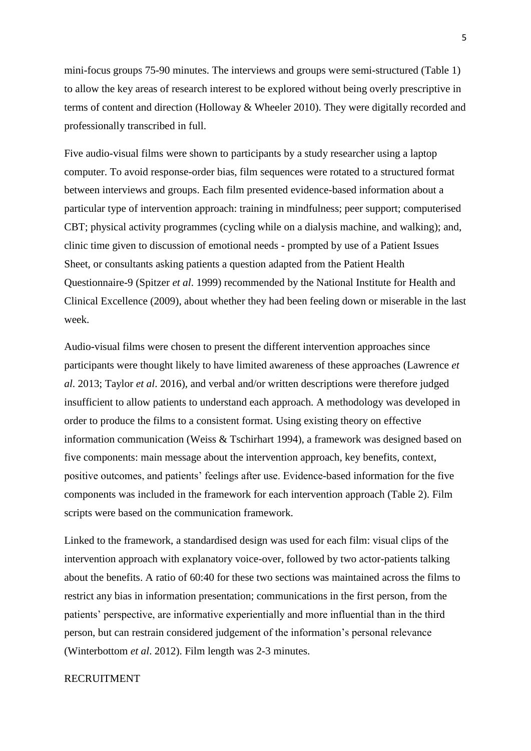mini-focus groups 75-90 minutes. The interviews and groups were semi-structured (Table 1) to allow the key areas of research interest to be explored without being overly prescriptive in terms of content and direction (Holloway & Wheeler 2010). They were digitally recorded and professionally transcribed in full.

Five audio-visual films were shown to participants by a study researcher using a laptop computer. To avoid response-order bias, film sequences were rotated to a structured format between interviews and groups. Each film presented evidence-based information about a particular type of intervention approach: training in mindfulness; peer support; computerised CBT; physical activity programmes (cycling while on a dialysis machine, and walking); and, clinic time given to discussion of emotional needs - prompted by use of a Patient Issues Sheet, or consultants asking patients a question adapted from the Patient Health Questionnaire-9 (Spitzer *et al*. 1999) recommended by the National Institute for Health and Clinical Excellence (2009), about whether they had been feeling down or miserable in the last week.

Audio-visual films were chosen to present the different intervention approaches since participants were thought likely to have limited awareness of these approaches (Lawrence *et al*. 2013; Taylor *et al*. 2016), and verbal and/or written descriptions were therefore judged insufficient to allow patients to understand each approach. A methodology was developed in order to produce the films to a consistent format. Using existing theory on effective information communication (Weiss & Tschirhart 1994), a framework was designed based on five components: main message about the intervention approach, key benefits, context, positive outcomes, and patients' feelings after use. Evidence-based information for the five components was included in the framework for each intervention approach (Table 2). Film scripts were based on the communication framework.

Linked to the framework, a standardised design was used for each film: visual clips of the intervention approach with explanatory voice-over, followed by two actor-patients talking about the benefits. A ratio of 60:40 for these two sections was maintained across the films to restrict any bias in information presentation; communications in the first person, from the patients' perspective, are informative experientially and more influential than in the third person, but can restrain considered judgement of the information's personal relevance (Winterbottom *et al*. 2012). Film length was 2-3 minutes.

RECRUITMENT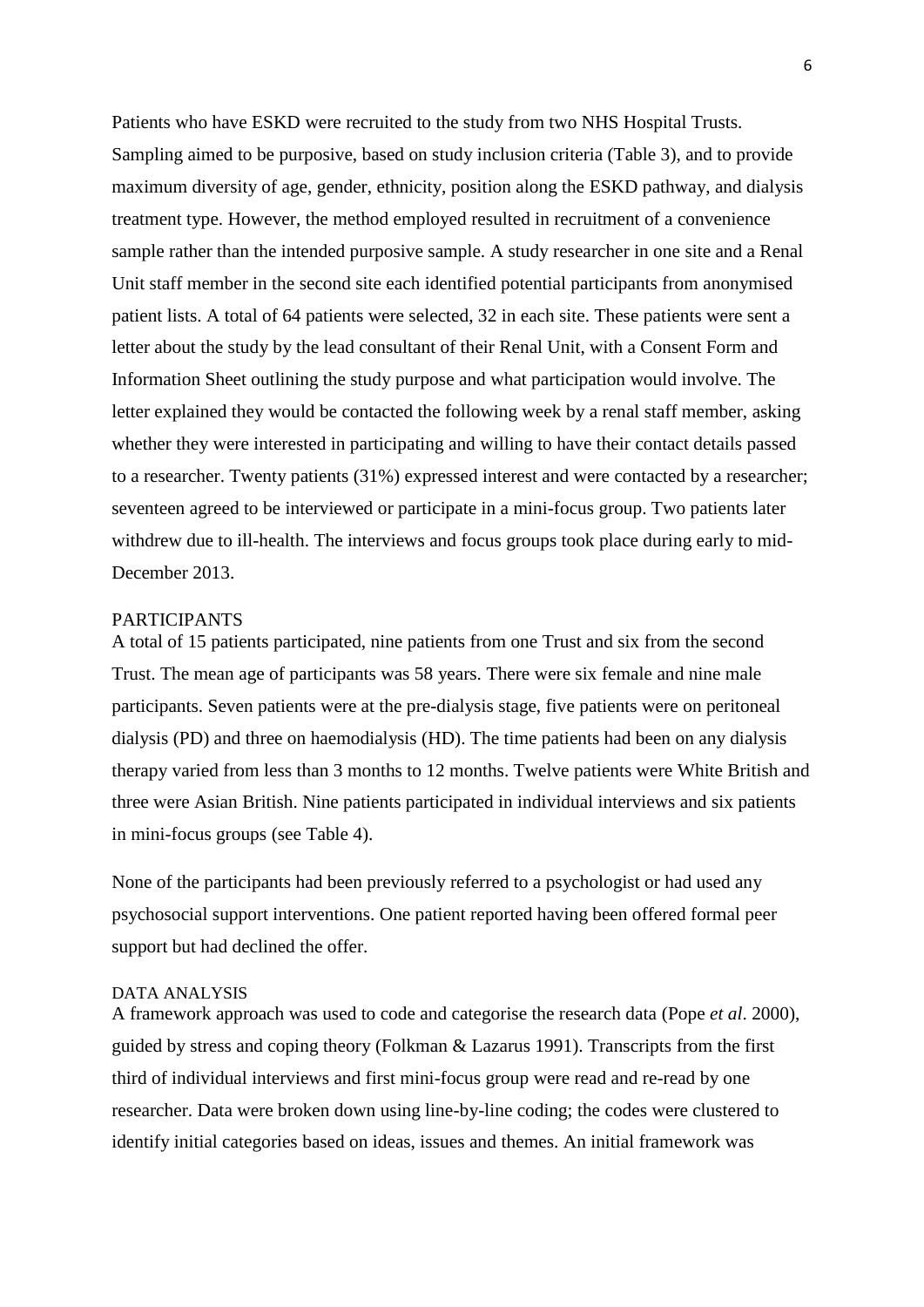Patients who have ESKD were recruited to the study from two NHS Hospital Trusts. Sampling aimed to be purposive, based on study inclusion criteria (Table 3), and to provide maximum diversity of age, gender, ethnicity, position along the ESKD pathway, and dialysis treatment type. However, the method employed resulted in recruitment of a convenience sample rather than the intended purposive sample. A study researcher in one site and a Renal Unit staff member in the second site each identified potential participants from anonymised patient lists. A total of 64 patients were selected, 32 in each site. These patients were sent a letter about the study by the lead consultant of their Renal Unit, with a Consent Form and Information Sheet outlining the study purpose and what participation would involve. The letter explained they would be contacted the following week by a renal staff member, asking whether they were interested in participating and willing to have their contact details passed to a researcher. Twenty patients (31%) expressed interest and were contacted by a researcher; seventeen agreed to be interviewed or participate in a mini-focus group. Two patients later withdrew due to ill-health. The interviews and focus groups took place during early to mid-December 2013.

## PARTICIPANTS

A total of 15 patients participated, nine patients from one Trust and six from the second Trust. The mean age of participants was 58 years. There were six female and nine male participants. Seven patients were at the pre-dialysis stage, five patients were on peritoneal dialysis (PD) and three on haemodialysis (HD). The time patients had been on any dialysis therapy varied from less than 3 months to 12 months. Twelve patients were White British and three were Asian British. Nine patients participated in individual interviews and six patients in mini-focus groups (see Table 4).

None of the participants had been previously referred to a psychologist or had used any psychosocial support interventions. One patient reported having been offered formal peer support but had declined the offer.

## DATA ANALYSIS

A framework approach was used to code and categorise the research data (Pope *et al*. 2000), guided by stress and coping theory (Folkman & Lazarus 1991). Transcripts from the first third of individual interviews and first mini-focus group were read and re-read by one researcher. Data were broken down using line-by-line coding; the codes were clustered to identify initial categories based on ideas, issues and themes. An initial framework was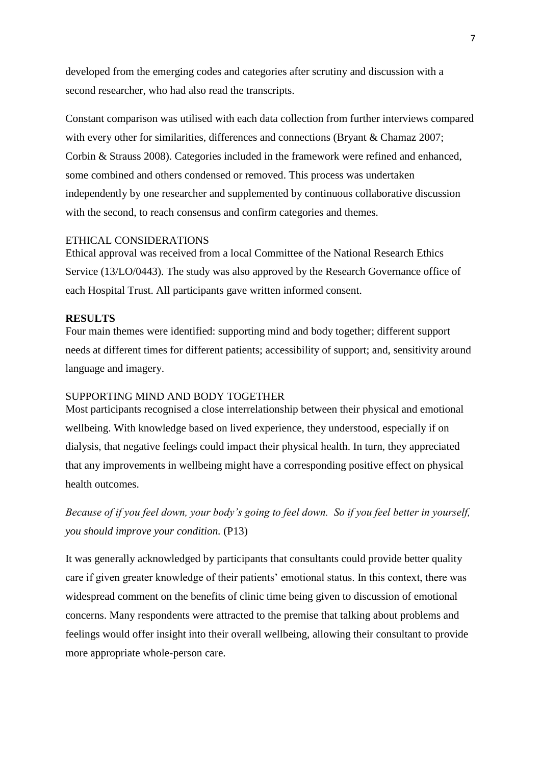developed from the emerging codes and categories after scrutiny and discussion with a second researcher, who had also read the transcripts.

Constant comparison was utilised with each data collection from further interviews compared with every other for similarities, differences and connections (Bryant & Chamaz 2007; Corbin & Strauss 2008). Categories included in the framework were refined and enhanced, some combined and others condensed or removed. This process was undertaken independently by one researcher and supplemented by continuous collaborative discussion with the second, to reach consensus and confirm categories and themes.

### ETHICAL CONSIDERATIONS

Ethical approval was received from a local Committee of the National Research Ethics Service (13/LO/0443). The study was also approved by the Research Governance office of each Hospital Trust. All participants gave written informed consent.

## RESULTS

Four main themes were identified: supporting mind and body together; different support needs at different times for different patients; accessibility of support; and, sensitivity around language and imagery.

### SUPPORTING MIND AND BODY TOGETHER

Most participants recognised a close interrelationship between their physical and emotional wellbeing. With knowledge based on lived experience, they understood, especially if on dialysis, that negative feelings could impact their physical health. In turn, they appreciated that any improvements in wellbeing might have a corresponding positive effect on physical health outcomes.

*Because of if you feel down, your body's going to feel down. So if you feel better in yourself, you should improve your condition.* (P13)

It was generally acknowledged by participants that consultants could provide better quality care if given greater knowledge of their patients' emotional status. In this context, there was widespread comment on the benefits of clinic time being given to discussion of emotional concerns. Many respondents were attracted to the premise that talking about problems and feelings would offer insight into their overall wellbeing, allowing their consultant to provide more appropriate whole-person care.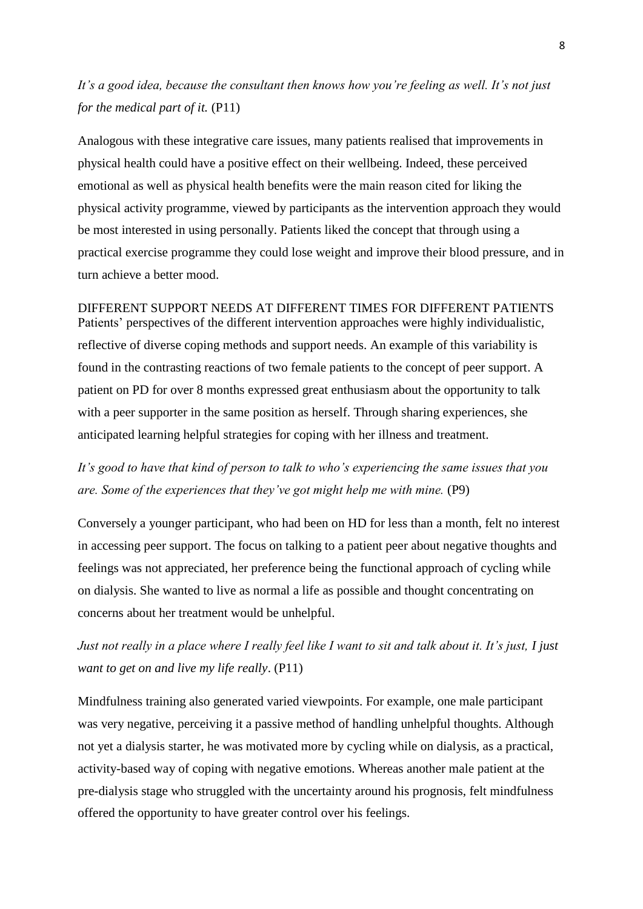*It's a good idea, because the consultant then knows how you're feeling as well. It's not just for the medical part of it.* (P11)

Analogous with these integrative care issues, many patients realised that improvements in physical health could have a positive effect on their wellbeing. Indeed, these perceived emotional as well as physical health benefits were the main reason cited for liking the physical activity programme, viewed by participants as the intervention approach they would be most interested in using personally. Patients liked the concept that through using a practical exercise programme they could lose weight and improve their blood pressure, and in turn achieve a better mood.

## DIFFERENT SUPPORT NEEDS AT DIFFERENT TIMES FOR DIFFERENT PATIENTS

Patients' perspectives of the different intervention approaches were highly individualistic, reflective of diverse coping methods and support needs. An example of this variability is found in the contrasting reactions of two female patients to the concept of peer support. A patient on PD for over 8 months expressed great enthusiasm about the opportunity to talk with a peer supporter in the same position as herself. Through sharing experiences, she anticipated learning helpful strategies for coping with her illness and treatment.

*It's good to have that kind of person to talk to who's experiencing the same issues that you are. Some of the experiences that they've got might help me with mine.* (P9)

Conversely a younger participant, who had been on HD for less than a month, felt no interest in accessing peer support. The focus on talking to a patient peer about negative thoughts and feelings was not appreciated, her preference being the functional approach of cycling while on dialysis. She wanted to live as normal a life as possible and thought concentrating on concerns about her treatment would be unhelpful.

*Just not really in a place where I really feel like I want to sit and talk about it. It's just, I just want to get on and live my life really*. (P11)

Mindfulness training also generated varied viewpoints. For example, one male participant was very negative, perceiving it a passive method of handling unhelpful thoughts. Although not yet a dialysis starter, he was motivated more by cycling while on dialysis, as a practical, activity-based way of coping with negative emotions. Whereas another male patient at the pre-dialysis stage who struggled with the uncertainty around his prognosis, felt mindfulness offered the opportunity to have greater control over his feelings.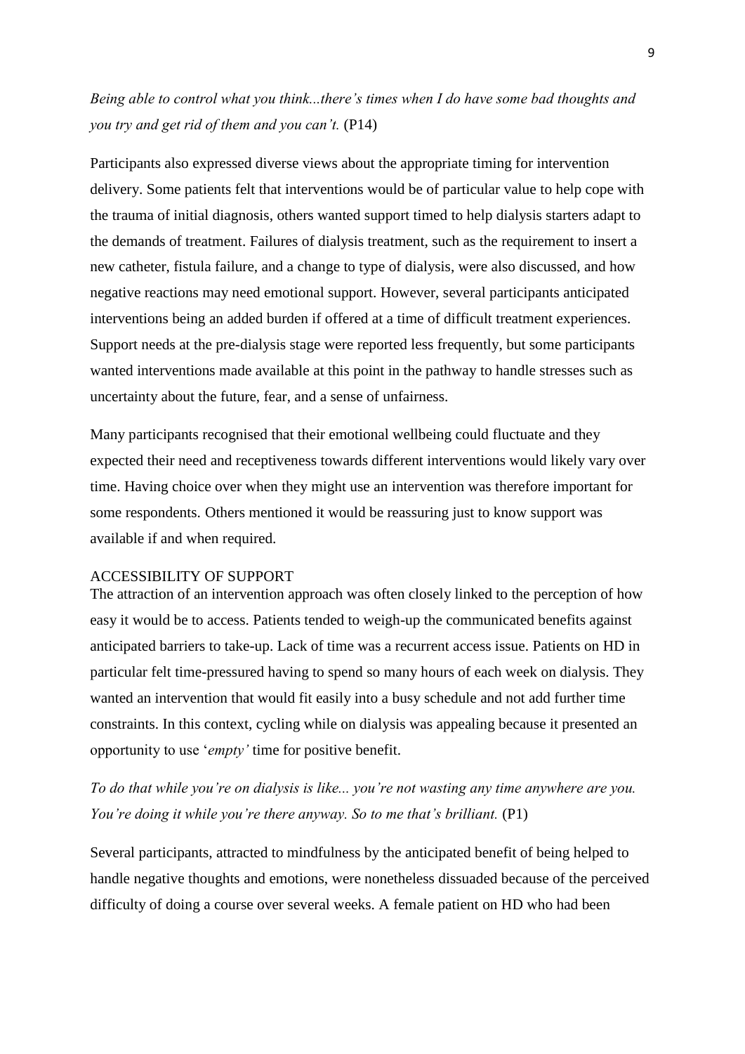*Being able to control what you think...there's times when I do have some bad thoughts and you try and get rid of them and you can't.* (P14)

Participants also expressed diverse views about the appropriate timing for intervention delivery. Some patients felt that interventions would be of particular value to help cope with the trauma of initial diagnosis, others wanted support timed to help dialysis starters adapt to the demands of treatment. Failures of dialysis treatment, such as the requirement to insert a new catheter, fistula failure, and a change to type of dialysis, were also discussed, and how negative reactions may need emotional support. However, several participants anticipated interventions being an added burden if offered at a time of difficult treatment experiences. Support needs at the pre-dialysis stage were reported less frequently, but some participants wanted interventions made available at this point in the pathway to handle stresses such as uncertainty about the future, fear, and a sense of unfairness.

Many participants recognised that their emotional wellbeing could fluctuate and they expected their need and receptiveness towards different interventions would likely vary over time. Having choice over when they might use an intervention was therefore important for some respondents. Others mentioned it would be reassuring just to know support was available if and when required.

### ACCESSIBILITY OF SUPPORT

The attraction of an intervention approach was often closely linked to the perception of how easy it would be to access. Patients tended to weigh-up the communicated benefits against anticipated barriers to take-up. Lack of time was a recurrent access issue. Patients on HD in particular felt time-pressured having to spend so many hours of each week on dialysis. They wanted an intervention that would fit easily into a busy schedule and not add further time constraints. In this context, cycling while on dialysis was appealing because it presented an opportunity to use '*empty'* time for positive benefit.

*To do that while you're on dialysis is like... you're not wasting any time anywhere are you. You're doing it while you're there anyway. So to me that's brilliant.* (P1)

Several participants, attracted to mindfulness by the anticipated benefit of being helped to handle negative thoughts and emotions, were nonetheless dissuaded because of the perceived difficulty of doing a course over several weeks. A female patient on HD who had been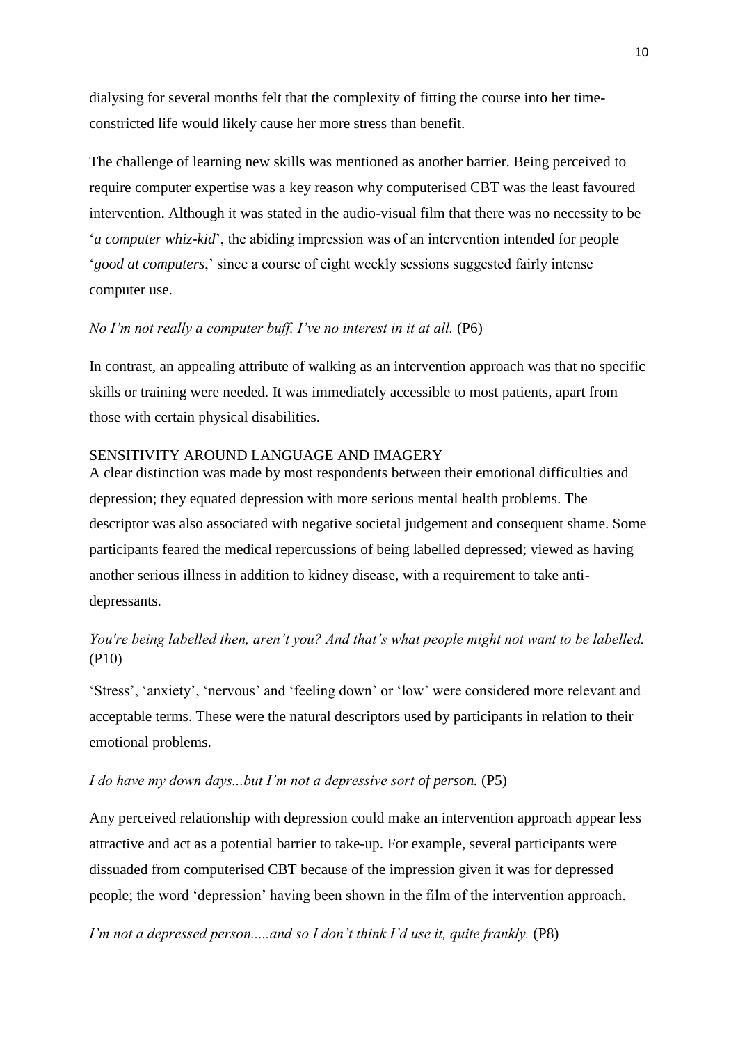dialysing for several months felt that the complexity of fitting the course into her time-constricted life would likely cause her more stress than benefit.

The challenge of learning new skills was mentioned as another barrier. Being perceived to require computer expertise was a key reason why computerised CBT was the least favoured intervention. Although it was stated in the audio-visual film that there was no necessity to be '*a computer whiz-kid*', the abiding impression was of an intervention intended for people '*good at computers*,' since a course of eight weekly sessions suggested fairly intense computer use.

*No I'm not really a computer buff. I've no interest in it at all.* (P6)

In contrast, an appealing attribute of walking as an intervention approach was that no specific skills or training were needed. It was immediately accessible to most patients, apart from those with certain physical disabilities.

## SENSITIVITY AROUND LANGUAGE AND IMAGERY

A clear distinction was made by most respondents between their emotional difficulties and depression; they equated depression with more serious mental health problems. The descriptor was also associated with negative societal judgement and consequent shame. Some participants feared the medical repercussions of being labelled depressed; viewed as having another serious illness in addition to kidney disease, with a requirement to take anti-depressants.

*You're being labelled then, aren't you? And that's what people might not want to be labelled.* (P10)

'Stress', 'anxiety', 'nervous' and 'feeling down' or 'low' were considered more relevant and acceptable terms. These were the natural descriptors used by participants in relation to their emotional problems.

*I do have my down days...but I'm not a depressive sort of person.* (P5)

Any perceived relationship with depression could make an intervention approach appear less attractive and act as a potential barrier to take-up. For example, several participants were dissuaded from computerised CBT because of the impression given it was for depressed people; the word 'depression' having been shown in the film of the intervention approach.

*I'm not a depressed person.....and so I don't think I'd use it, quite frankly.* (P8)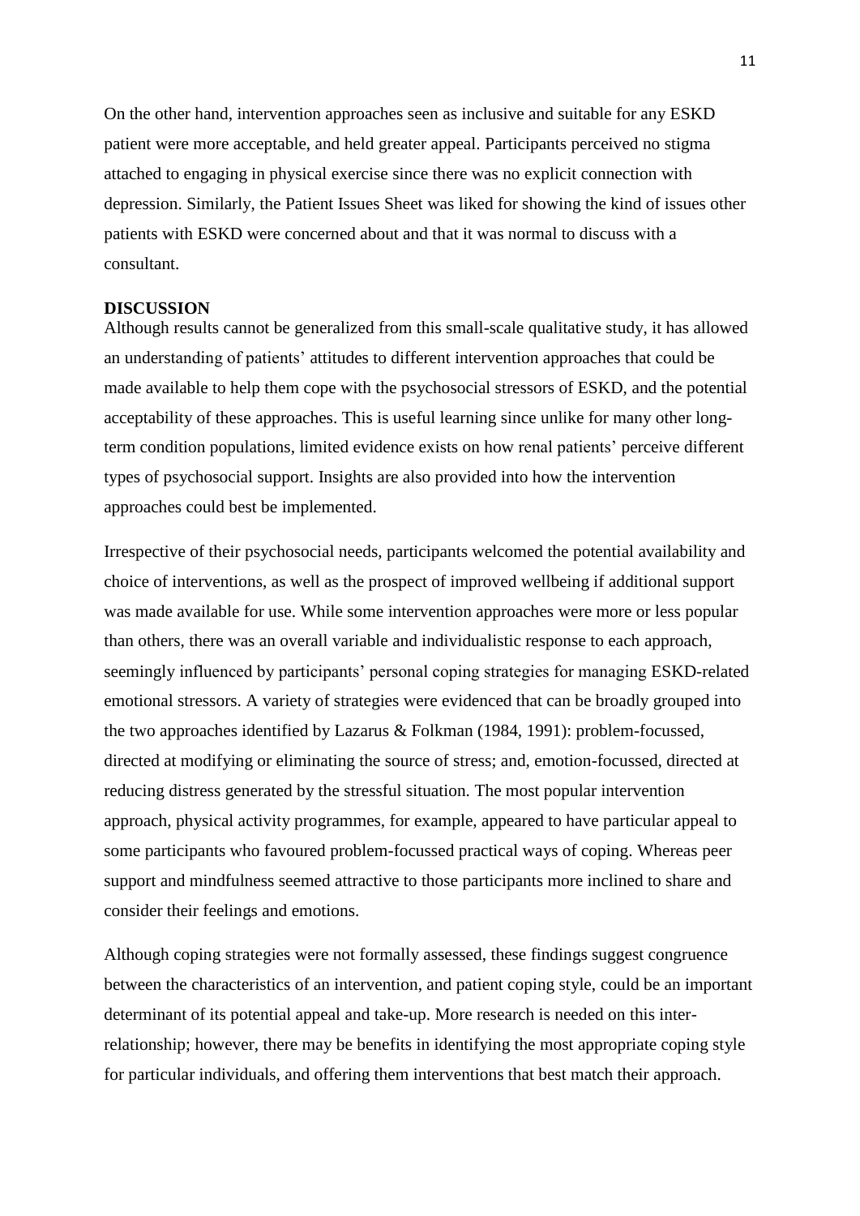On the other hand, intervention approaches seen as inclusive and suitable for any ESKD patient were more acceptable, and held greater appeal. Participants perceived no stigma attached to engaging in physical exercise since there was no explicit connection with depression. Similarly, the Patient Issues Sheet was liked for showing the kind of issues other patients with ESKD were concerned about and that it was normal to discuss with a consultant.

## DISCUSSION

Although results cannot be generalized from this small-scale qualitative study, it has allowed an understanding of patients' attitudes to different intervention approaches that could be made available to help them cope with the psychosocial stressors of ESKD, and the potential acceptability of these approaches. This is useful learning since unlike for many other long-term condition populations, limited evidence exists on how renal patients' perceive different types of psychosocial support. Insights are also provided into how the intervention approaches could best be implemented.

Irrespective of their psychosocial needs, participants welcomed the potential availability and choice of interventions, as well as the prospect of improved wellbeing if additional support was made available for use. While some intervention approaches were more or less popular than others, there was an overall variable and individualistic response to each approach, seemingly influenced by participants' personal coping strategies for managing ESKD-related emotional stressors. A variety of strategies were evidenced that can be broadly grouped into the two approaches identified by Lazarus & Folkman (1984, 1991): problem-focussed, directed at modifying or eliminating the source of stress; and, emotion-focussed, directed at reducing distress generated by the stressful situation. The most popular intervention approach, physical activity programmes, for example, appeared to have particular appeal to some participants who favoured problem-focussed practical ways of coping. Whereas peer support and mindfulness seemed attractive to those participants more inclined to share and consider their feelings and emotions.

Although coping strategies were not formally assessed, these findings suggest congruence between the characteristics of an intervention, and patient coping style, could be an important determinant of its potential appeal and take-up. More research is needed on this inter-relationship; however, there may be benefits in identifying the most appropriate coping style for particular individuals, and offering them interventions that best match their approach.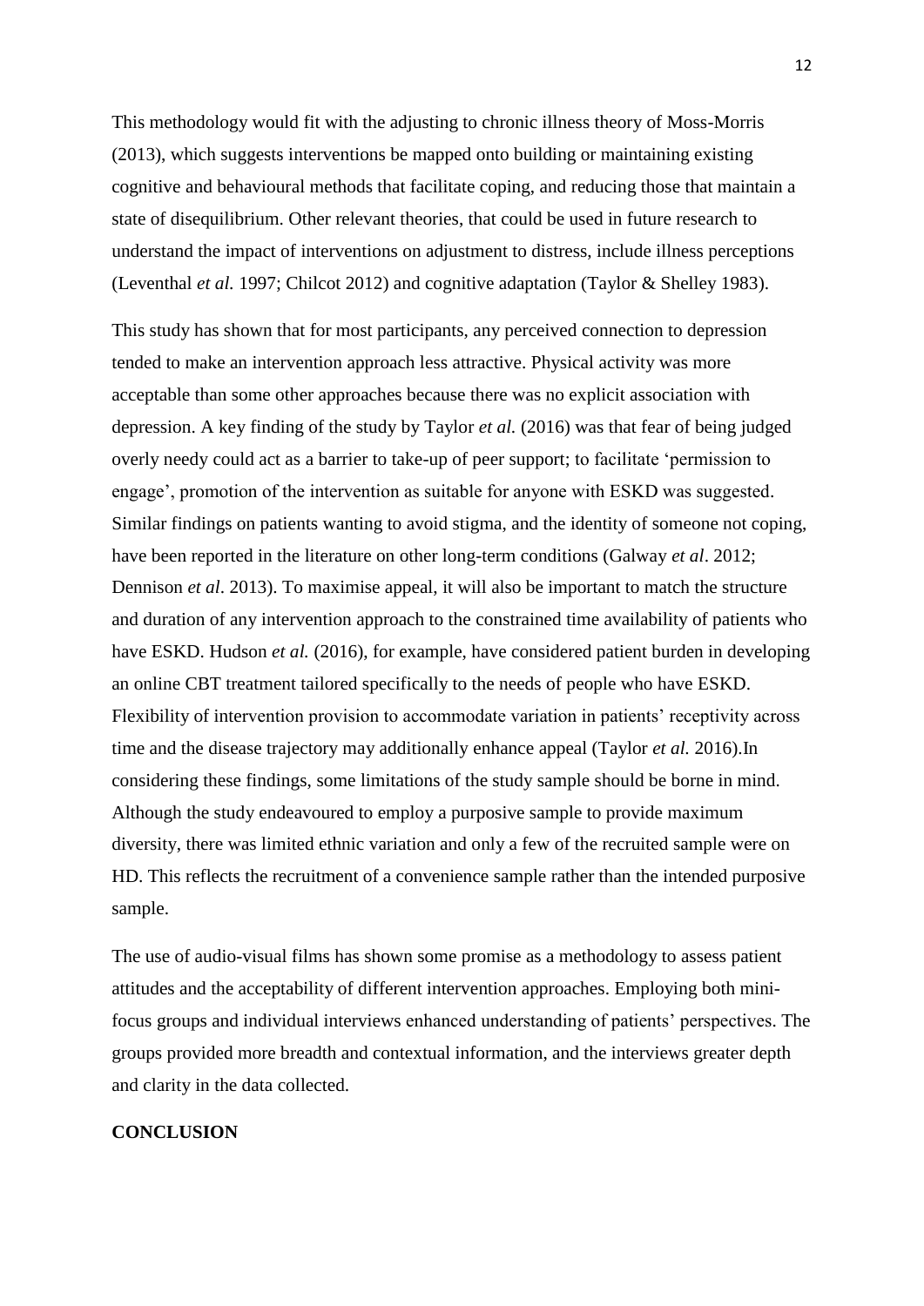This methodology would fit with the adjusting to chronic illness theory of Moss-Morris (2013), which suggests interventions be mapped onto building or maintaining existing cognitive and behavioural methods that facilitate coping, and reducing those that maintain a state of disequilibrium. Other relevant theories, that could be used in future research to understand the impact of interventions on adjustment to distress, include illness perceptions (Leventhal *et al.* 1997; Chilcot 2012) and cognitive adaptation (Taylor & Shelley 1983).

This study has shown that for most participants, any perceived connection to depression tended to make an intervention approach less attractive. Physical activity was more acceptable than some other approaches because there was no explicit association with depression. A key finding of the study by Taylor *et al.* (2016) was that fear of being judged overly needy could act as a barrier to take-up of peer support; to facilitate 'permission to engage', promotion of the intervention as suitable for anyone with ESKD was suggested. Similar findings on patients wanting to avoid stigma, and the identity of someone not coping, have been reported in the literature on other long-term conditions (Galway *et al*. 2012; Dennison *et al*. 2013). To maximise appeal, it will also be important to match the structure and duration of any intervention approach to the constrained time availability of patients who have ESKD. Hudson *et al.* (2016), for example, have considered patient burden in developing an online CBT treatment tailored specifically to the needs of people who have ESKD. Flexibility of intervention provision to accommodate variation in patients' receptivity across time and the disease trajectory may additionally enhance appeal (Taylor *et al.* 2016).In considering these findings, some limitations of the study sample should be borne in mind. Although the study endeavoured to employ a purposive sample to provide maximum diversity, there was limited ethnic variation and only a few of the recruited sample were on HD. This reflects the recruitment of a convenience sample rather than the intended purposive sample.

The use of audio-visual films has shown some promise as a methodology to assess patient attitudes and the acceptability of different intervention approaches. Employing both mini-focus groups and individual interviews enhanced understanding of patients' perspectives. The groups provided more breadth and contextual information, and the interviews greater depth and clarity in the data collected.

## CONCLUSION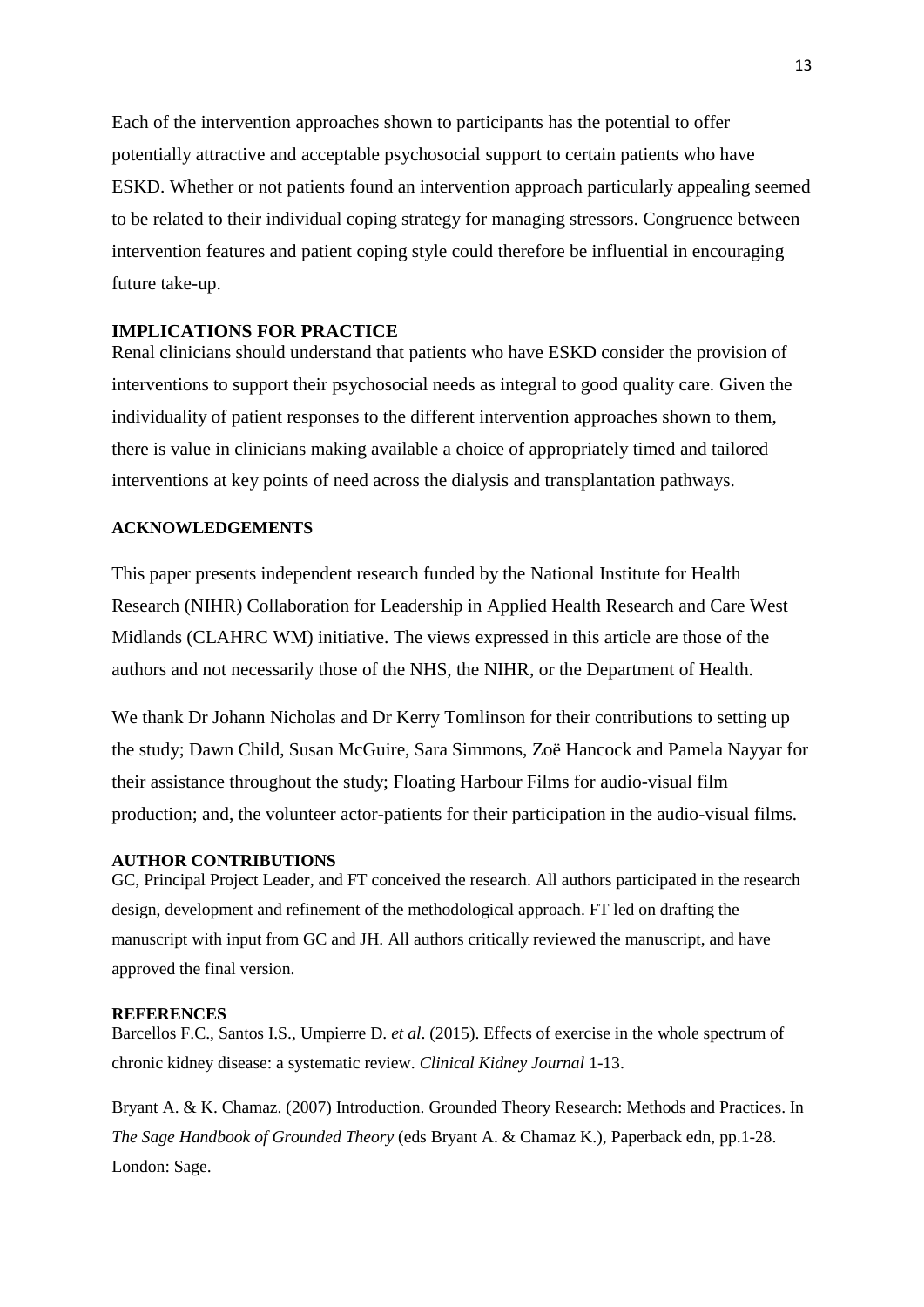Each of the intervention approaches shown to participants has the potential to offer potentially attractive and acceptable psychosocial support to certain patients who have ESKD. Whether or not patients found an intervention approach particularly appealing seemed to be related to their individual coping strategy for managing stressors. Congruence between intervention features and patient coping style could therefore be influential in encouraging future take-up.

## IMPLICATIONS FOR PRACTICE

Renal clinicians should understand that patients who have ESKD consider the provision of interventions to support their psychosocial needs as integral to good quality care. Given the individuality of patient responses to the different intervention approaches shown to them, there is value in clinicians making available a choice of appropriately timed and tailored interventions at key points of need across the dialysis and transplantation pathways.

## ACKNOWLEDGEMENTS

This paper presents independent research funded by the National Institute for Health Research (NIHR) Collaboration for Leadership in Applied Health Research and Care West Midlands (CLAHRC WM) initiative. The views expressed in this article are those of the authors and not necessarily those of the NHS, the NIHR, or the Department of Health.

We thank Dr Johann Nicholas and Dr Kerry Tomlinson for their contributions to setting up the study; Dawn Child, Susan McGuire, Sara Simmons, Zoë Hancock and Pamela Nayyar for their assistance throughout the study; Floating Harbour Films for audio-visual film production; and, the volunteer actor-patients for their participation in the audio-visual films.

## AUTHOR CONTRIBUTIONS

GC, Principal Project Leader, and FT conceived the research. All authors participated in the research design, development and refinement of the methodological approach. FT led on drafting the manuscript with input from GC and JH. All authors critically reviewed the manuscript, and have approved the final version.

## REFERENCES

Barcellos F.C., Santos I.S., Umpierre D. *et al*. (2015). Effects of exercise in the whole spectrum of chronic kidney disease: a systematic review. *Clinical Kidney Journal* 1-13.

Bryant A. & K. Chamaz. (2007) Introduction. Grounded Theory Research: Methods and Practices. In *The Sage Handbook of Grounded Theory* (eds Bryant A. & Chamaz K.), Paperback edn, pp.1-28. London: Sage.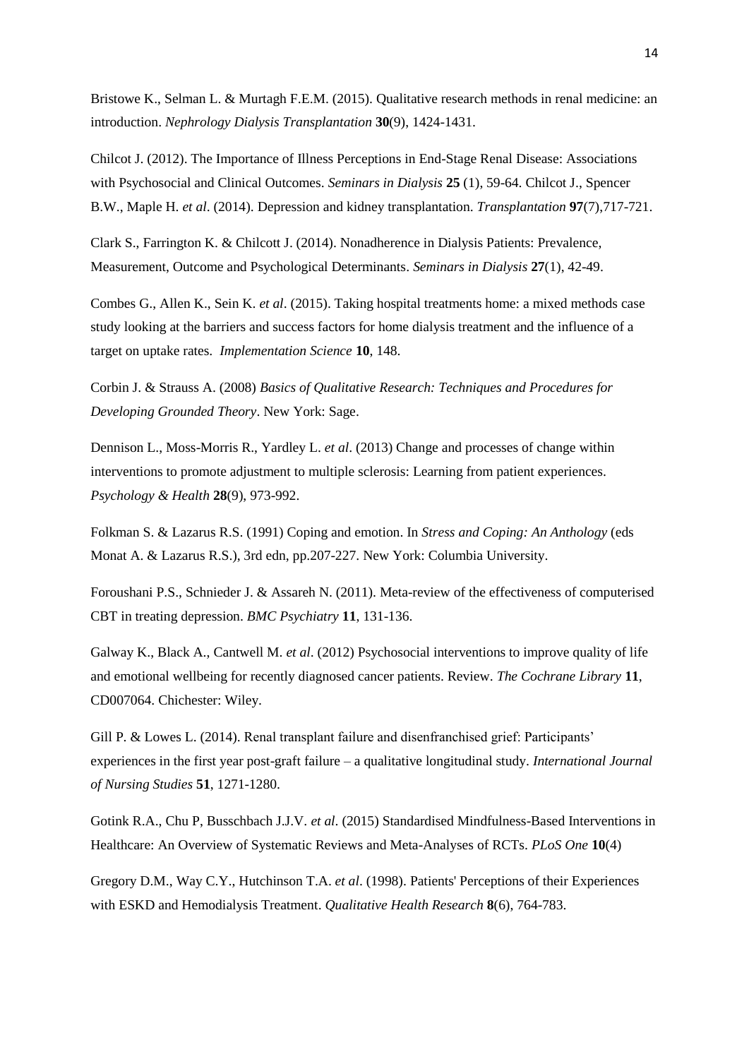Bristowe K., Selman L. & Murtagh F.E.M. (2015). Qualitative research methods in renal medicine: an introduction. *Nephrology Dialysis Transplantation* **30**(9), 1424-1431.

Chilcot J. (2012). The Importance of Illness Perceptions in End-Stage Renal Disease: Associations with Psychosocial and Clinical Outcomes. *Seminars in Dialysis* **25** (1), 59-64. Chilcot J., Spencer B.W., Maple H. *et al*. (2014). Depression and kidney transplantation. *Transplantation* **97**(7),717-721.

Clark S., Farrington K. & Chilcott J. (2014). Nonadherence in Dialysis Patients: Prevalence, Measurement, Outcome and Psychological Determinants. *Seminars in Dialysis* **27**(1), 42-49.

Combes G., Allen K., Sein K. *et al*. (2015). Taking hospital treatments home: a mixed methods case study looking at the barriers and success factors for home dialysis treatment and the influence of a target on uptake rates. *Implementation Science* **10**, 148.

Corbin J. & Strauss A. (2008) *Basics of Qualitative Research: Techniques and Procedures for Developing Grounded Theory*. New York: Sage.

Dennison L., Moss-Morris R., Yardley L. *et al*. (2013) Change and processes of change within interventions to promote adjustment to multiple sclerosis: Learning from patient experiences. *Psychology & Health* **28**(9), 973-992.

Folkman S. & Lazarus R.S. (1991) Coping and emotion. In *Stress and Coping: An Anthology* (eds Monat A. & Lazarus R.S.), 3rd edn, pp.207-227. New York: Columbia University.

Foroushani P.S., Schnieder J. & Assareh N. (2011). Meta-review of the effectiveness of computerised CBT in treating depression. *BMC Psychiatry* **11**, 131-136.

Galway K., Black A., Cantwell M. *et al*. (2012) Psychosocial interventions to improve quality of life and emotional wellbeing for recently diagnosed cancer patients. Review. *The Cochrane Library* **11**, CD007064. Chichester: Wiley.

Gill P. & Lowes L. (2014). Renal transplant failure and disenfranchised grief: Participants' experiences in the first year post-graft failure – a qualitative longitudinal study. *International Journal of Nursing Studies* **51**, 1271-1280.

Gotink R.A., Chu P, Busschbach J.J.V. *et al*. (2015) Standardised Mindfulness-Based Interventions in Healthcare: An Overview of Systematic Reviews and Meta-Analyses of RCTs. *PLoS One* **10**(4)

Gregory D.M., Way C.Y., Hutchinson T.A. *et al*. (1998). Patients' Perceptions of their Experiences with ESKD and Hemodialysis Treatment. *Qualitative Health Research* **8**(6), 764-783.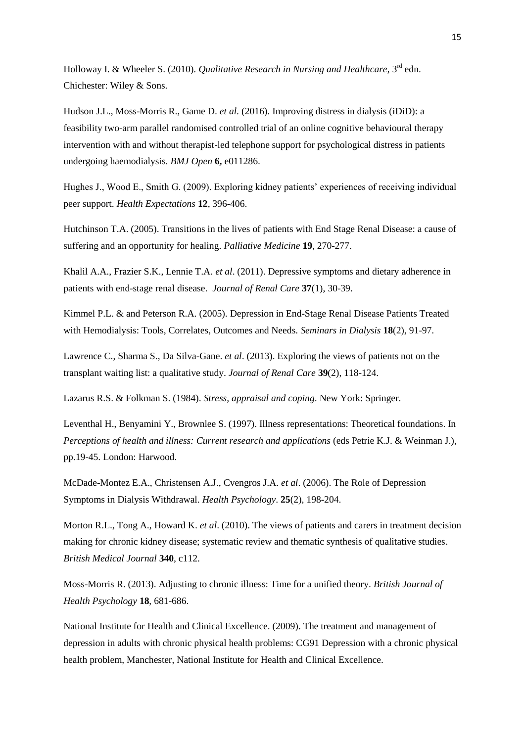Holloway I. & Wheeler S. (2010). *Qualitative Research in Nursing and Healthcare*, 3rd edn. Chichester: Wiley & Sons.

Hudson J.L., Moss-Morris R., Game D. *et al.* (2016). Improving distress in dialysis (iDiD): a feasibility two-arm parallel randomised controlled trial of an online cognitive behavioural therapy intervention with and without therapist-led telephone support for psychological distress in patients undergoing haemodialysis. *BMJ Open* **6,** e011286.

Hughes J., Wood E., Smith G. (2009). Exploring kidney patients' experiences of receiving individual peer support. *Health Expectations* **12**, 396-406.

Hutchinson T.A. (2005). Transitions in the lives of patients with End Stage Renal Disease: a cause of suffering and an opportunity for healing. *Palliative Medicine* **19**, 270-277.

Khalil A.A., Frazier S.K., Lennie T.A. *et al*. (2011). Depressive symptoms and dietary adherence in patients with end-stage renal disease. *Journal of Renal Care* **37**(1), 30-39.

Kimmel P.L. & and Peterson R.A. (2005). Depression in End-Stage Renal Disease Patients Treated with Hemodialysis: Tools, Correlates, Outcomes and Needs. *Seminars in Dialysis* **18**(2), 91-97.

Lawrence C., Sharma S., Da Silva-Gane. *et al*. (2013). Exploring the views of patients not on the transplant waiting list: a qualitative study. *Journal of Renal Care* **39**(2), 118-124.

Lazarus R.S. & Folkman S. (1984). *Stress, appraisal and coping*. New York: Springer.

Leventhal H., Benyamini Y., Brownlee S. (1997). Illness representations: Theoretical foundations. In *Perceptions of health and illness: Current research and applications* (eds Petrie K.J. & Weinman J.), pp.19-45. London: Harwood.

McDade-Montez E.A., Christensen A.J., Cvengros J.A. *et al*. (2006). The Role of Depression Symptoms in Dialysis Withdrawal. *Health Psychology*. **25**(2), 198-204.

Morton R.L., Tong A., Howard K. *et al*. (2010). The views of patients and carers in treatment decision making for chronic kidney disease; systematic review and thematic synthesis of qualitative studies. *British Medical Journal* **340**, c112.

Moss-Morris R. (2013). Adjusting to chronic illness: Time for a unified theory. *British Journal of Health Psychology* **18**, 681-686.

National Institute for Health and Clinical Excellence. (2009). The treatment and management of depression in adults with chronic physical health problems: CG91 Depression with a chronic physical health problem, Manchester, National Institute for Health and Clinical Excellence.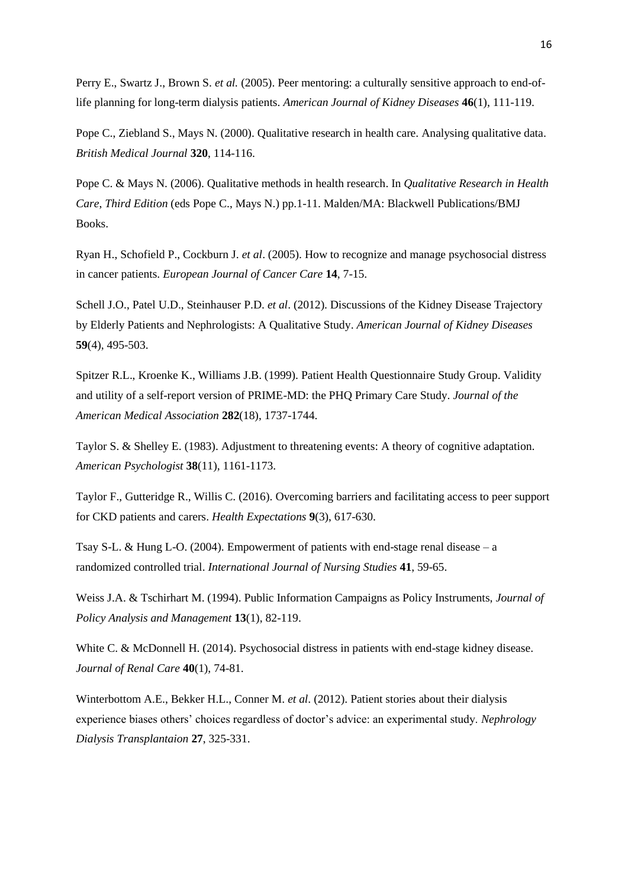Perry E., Swartz J., Brown S. *et al.* (2005). Peer mentoring: a culturally sensitive approach to end-of-life planning for long-term dialysis patients. *American Journal of Kidney Diseases* **46**(1), 111-119.

Pope C., Ziebland S., Mays N. (2000). Qualitative research in health care. Analysing qualitative data. *British Medical Journal* **320**, 114-116.

Pope C. & Mays N. (2006). Qualitative methods in health research. In *Qualitative Research in Health Care, Third Edition* (eds Pope C., Mays N.) pp.1-11. Malden/MA: Blackwell Publications/BMJ Books.

Ryan H., Schofield P., Cockburn J. *et al*. (2005). How to recognize and manage psychosocial distress in cancer patients. *European Journal of Cancer Care* **14**, 7-15.

Schell J.O., Patel U.D., Steinhauser P.D. *et al*. (2012). Discussions of the Kidney Disease Trajectory by Elderly Patients and Nephrologists: A Qualitative Study. *American Journal of Kidney Diseases* **59**(4), 495-503.

Spitzer R.L., Kroenke K., Williams J.B. (1999). Patient Health Questionnaire Study Group. Validity and utility of a self-report version of PRIME-MD: the PHQ Primary Care Study. *Journal of the American Medical Association* **282**(18), 1737-1744.

Taylor S. & Shelley E. (1983). Adjustment to threatening events: A theory of cognitive adaptation. *American Psychologist* **38**(11), 1161-1173.

Taylor F., Gutteridge R., Willis C. (2016). Overcoming barriers and facilitating access to peer support for CKD patients and carers. *Health Expectations* **9**(3), 617-630.

Tsay S-L. & Hung L-O. (2004). Empowerment of patients with end-stage renal disease – a randomized controlled trial. *International Journal of Nursing Studies* **41**, 59-65.

Weiss J.A. & Tschirhart M. (1994). Public Information Campaigns as Policy Instruments, *Journal of Policy Analysis and Management* **13**(1), 82-119.

White C. & McDonnell H. (2014). Psychosocial distress in patients with end-stage kidney disease. *Journal of Renal Care* **40**(1), 74-81.

Winterbottom A.E., Bekker H.L., Conner M. *et al*. (2012). Patient stories about their dialysis experience biases others' choices regardless of doctor's advice: an experimental study. *Nephrology Dialysis Transplantaion* **27**, 325-331.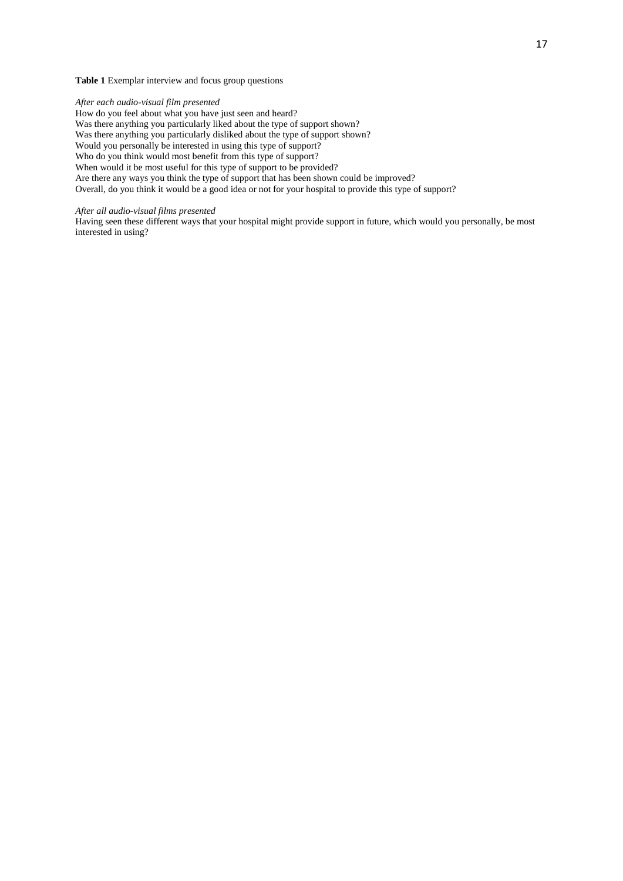**Table 1** Exemplar interview and focus group questions

*After each audio-visual film presented*

How do you feel about what you have just seen and heard?
Was there anything you particularly liked about the type of support shown?
Was there anything you particularly disliked about the type of support shown?
Would you personally be interested in using this type of support?
Who do you think would most benefit from this type of support?
When would it be most useful for this type of support to be provided?
Are there any ways you think the type of support that has been shown could be improved?
Overall, do you think it would be a good idea or not for your hospital to provide this type of support?

*After all audio-visual films presented*

Having seen these different ways that your hospital might provide support in future, which would you personally, be most interested in using?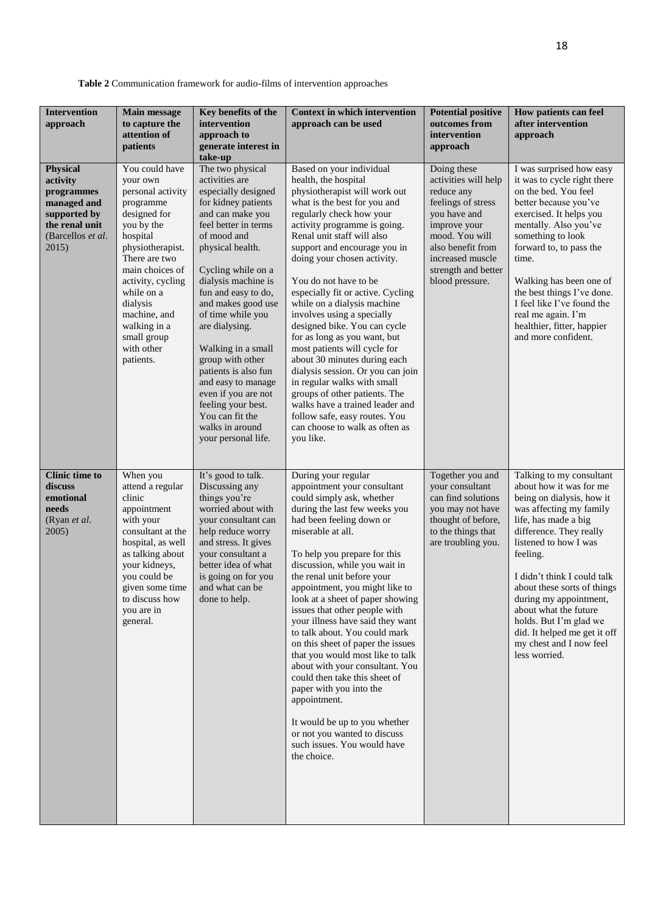**Table 2** Communication framework for audio-films of intervention approaches

| Intervention approach | Main message to capture the attention of patients | Key benefits of the intervention approach to generate interest in take-up | Context in which intervention approach can be used | Potential positive outcomes from intervention approach | How patients can feel after intervention approach |
|---|---|---|---|---|---|
| **Physical activity programmes managed and supported by the renal unit** (Barcellos *et al*. 2015) | You could have your own personal activity programme designed for you by the hospital physiotherapist. There are two main choices of activity, cycling while on a dialysis machine, and walking in a small group with other patients. | The two physical activities are especially designed for kidney patients and can make you feel better in terms of mood and physical health.<br><br>Cycling while on a dialysis machine is fun and easy to do, and makes good use of time while you are dialysing.<br><br>Walking in a small group with other patients is also fun and easy to manage even if you are not feeling your best. You can fit the walks in around your personal life. | Based on your individual health, the hospital physiotherapist will work out what is the best for you and regularly check how your activity programme is going. Renal unit staff will also support and encourage you in doing your chosen activity.<br><br>You do not have to be especially fit or active. Cycling while on a dialysis machine involves using a specially designed bike. You can cycle for as long as you want, but most patients will cycle for about 30 minutes during each dialysis session. Or you can join in regular walks with small groups of other patients. The walks have a trained leader and follow safe, easy routes. You can choose to walk as often as you like. | Doing these activities will help reduce any feelings of stress you have and improve your mood. You will also benefit from increased muscle strength and better blood pressure. | I was surprised how easy it was to cycle right there on the bed. You feel better because you've exercised. It helps you mentally. Also you've something to look forward to, to pass the time.<br><br>Walking has been one of the best things I've done. I feel like I've found the real me again. I'm healthier, fitter, happier and more confident. |
| **Clinic time to discuss emotional needs** (Ryan *et al*. 2005) | When you attend a regular clinic appointment with your consultant at the hospital, as well as talking about your kidneys, you could be given some time to discuss how you are in general. | It's good to talk. Discussing any things you're worried about with your consultant can help reduce worry and stress. It gives your consultant a better idea of what is going on for you and what can be done to help. | During your regular appointment your consultant could simply ask, whether during the last few weeks you had been feeling down or miserable at all.<br><br>To help you prepare for this discussion, while you wait in the renal unit before your appointment, you might like to look at a sheet of paper showing issues that other people with your illness have said they want to talk about. You could mark on this sheet of paper the issues that you would most like to talk about with your consultant. You could then take this sheet of paper with you into the appointment.<br><br>It would be up to you whether or not you wanted to discuss such issues. You would have the choice. | Together you and your consultant can find solutions you may not have thought of before, to the things that are troubling you. | Talking to my consultant about how it was for me being on dialysis, how it was affecting my family life, has made a big difference. They really listened to how I was feeling.<br><br>I didn't think I could talk about these sorts of things during my appointment, about what the future holds. But I'm glad we did. It helped me get it off my chest and I now feel less worried. |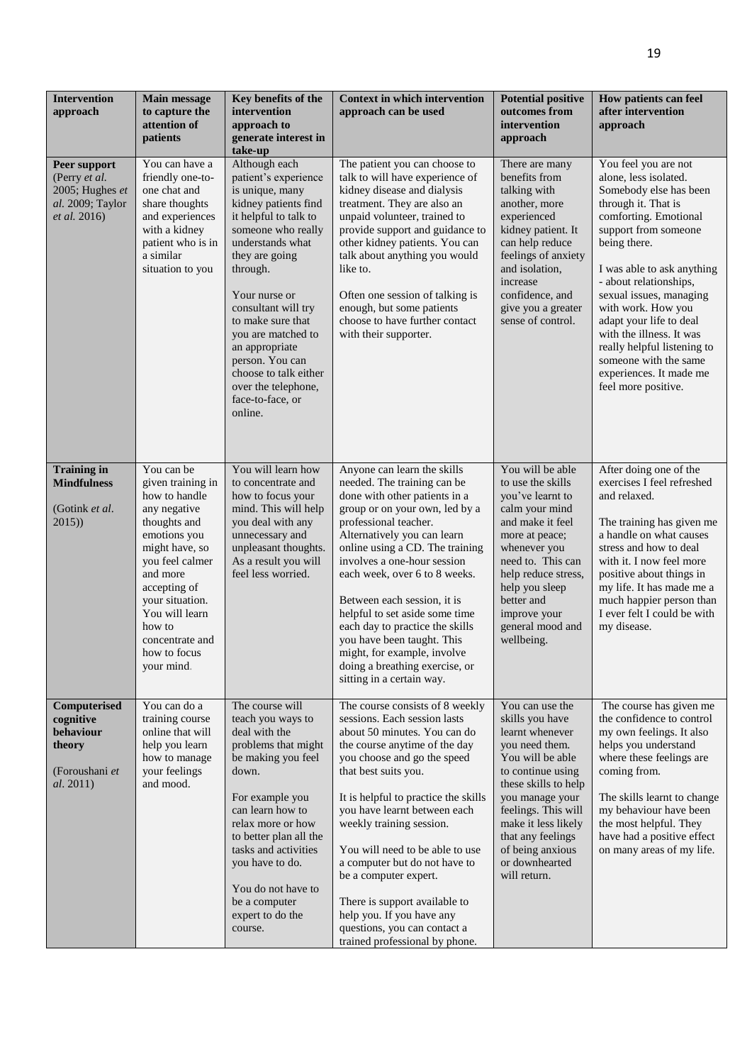| Intervention approach | Main message to capture the attention of patients | Key benefits of the intervention approach to generate interest in take-up | Context in which intervention approach can be used | Potential positive outcomes from intervention approach | How patients can feel after intervention approach |
|---|---|---|---|---|---|
| **Peer support** (Perry *et al.* 2005; Hughes *et al.* 2009; Taylor *et al.* 2016) | You can have a friendly one-to-one chat and share thoughts and experiences with a kidney patient who is in a similar situation to you | Although each patient's experience is unique, many kidney patients find it helpful to talk to someone who really understands what they are going through.<br><br>Your nurse or consultant will try to make sure that you are matched to an appropriate person. You can choose to talk either over the telephone, face-to-face, or online. | The patient you can choose to talk to will have experience of kidney disease and dialysis treatment. They are also an unpaid volunteer, trained to provide support and guidance to other kidney patients. You can talk about anything you would like to.<br><br>Often one session of talking is enough, but some patients choose to have further contact with their supporter. | There are many benefits from talking with another, more experienced kidney patient. It can help reduce feelings of anxiety and isolation, increase confidence, and give you a greater sense of control. | You feel you are not alone, less isolated. Somebody else has been through it. That is comforting. Emotional support from someone being there.<br><br>I was able to ask anything - about relationships, sexual issues, managing with work. How you adapt your life to deal with the illness. It was really helpful listening to someone with the same experiences. It made me feel more positive. |
| **Training in Mindfulness**<br><br>(Gotink *et al.* 2015)) | You can be given training in how to handle any negative thoughts and emotions you might have, so you feel calmer and more accepting of your situation. You will learn how to concentrate and how to focus your mind. | You will learn how to concentrate and how to focus your mind. This will help you deal with any unnecessary and unpleasant thoughts. As a result you will feel less worried. | Anyone can learn the skills needed. The training can be done with other patients in a group or on your own, led by a professional teacher. Alternatively you can learn online using a CD. The training involves a one-hour session each week, over 6 to 8 weeks.<br><br>Between each session, it is helpful to set aside some time each day to practice the skills you have been taught. This might, for example, involve doing a breathing exercise, or sitting in a certain way. | You will be able to use the skills you've learnt to calm your mind and make it feel more at peace; whenever you need to. This can help reduce stress, help you sleep better and improve your general mood and wellbeing. | After doing one of the exercises I feel refreshed and relaxed.<br><br>The training has given me a handle on what causes stress and how to deal with it. I now feel more positive about things in my life. It has made me a much happier person than I ever felt I could be with my disease. |
| **Computerised cognitive behaviour theory**<br><br>(Foroushani *et al.* 2011) | You can do a training course online that will help you learn how to manage your feelings and mood. | The course will teach you ways to deal with the problems that might be making you feel down.<br><br>For example you can learn how to relax more or how to better plan all the tasks and activities you have to do.<br><br>You do not have to be a computer expert to do the course. | The course consists of 8 weekly sessions. Each session lasts about 50 minutes. You can do the course anytime of the day you choose and go the speed that best suits you.<br><br>It is helpful to practice the skills you have learnt between each weekly training session.<br><br>You will need to be able to use a computer but do not have to be a computer expert.<br><br>There is support available to help you. If you have any questions, you can contact a trained professional by phone. | You can use the skills you have learnt whenever you need them. You will be able to continue using these skills to help you manage your feelings. This will make it less likely that any feelings of being anxious or downhearted will return. | The course has given me the confidence to control my own feelings. It also helps you understand where these feelings are coming from.<br><br>The skills learnt to change my behaviour have been the most helpful. They have had a positive effect on many areas of my life. |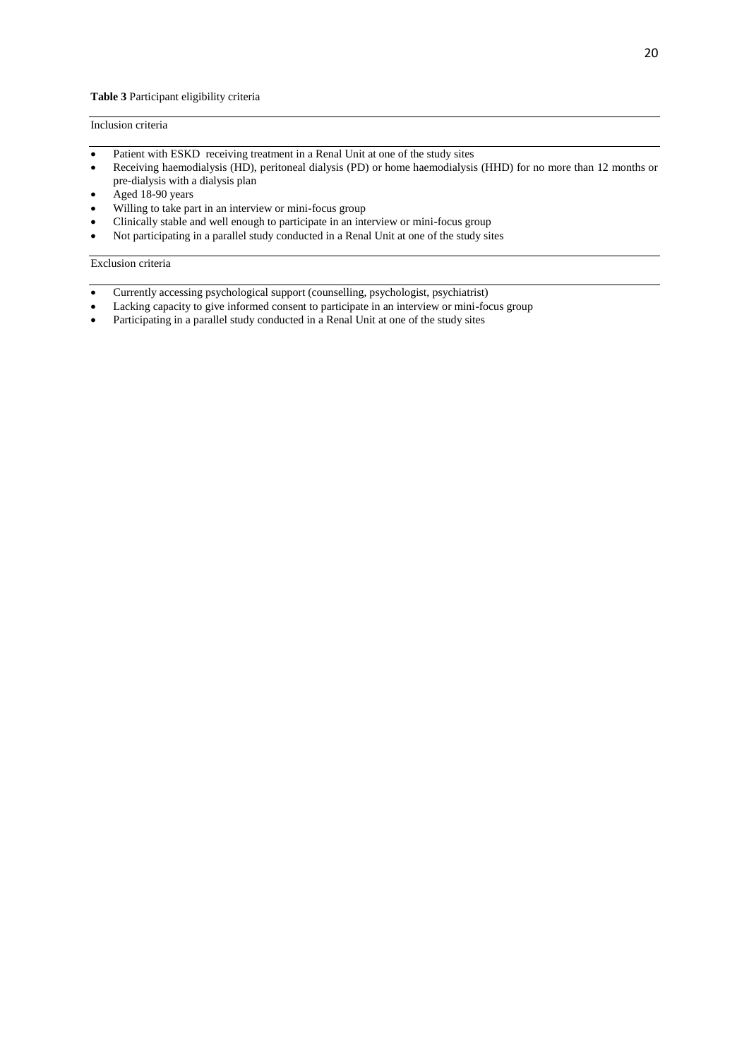**Table 3** Participant eligibility criteria

Inclusion criteria

- Patient with ESKD receiving treatment in a Renal Unit at one of the study sites
- Receiving haemodialysis (HD), peritoneal dialysis (PD) or home haemodialysis (HHD) for no more than 12 months or pre-dialysis with a dialysis plan
- Aged 18-90 years
- Willing to take part in an interview or mini-focus group
- Clinically stable and well enough to participate in an interview or mini-focus group
- Not participating in a parallel study conducted in a Renal Unit at one of the study sites

Exclusion criteria

- Currently accessing psychological support (counselling, psychologist, psychiatrist)
- Lacking capacity to give informed consent to participate in an interview or mini-focus group
- Participating in a parallel study conducted in a Renal Unit at one of the study sites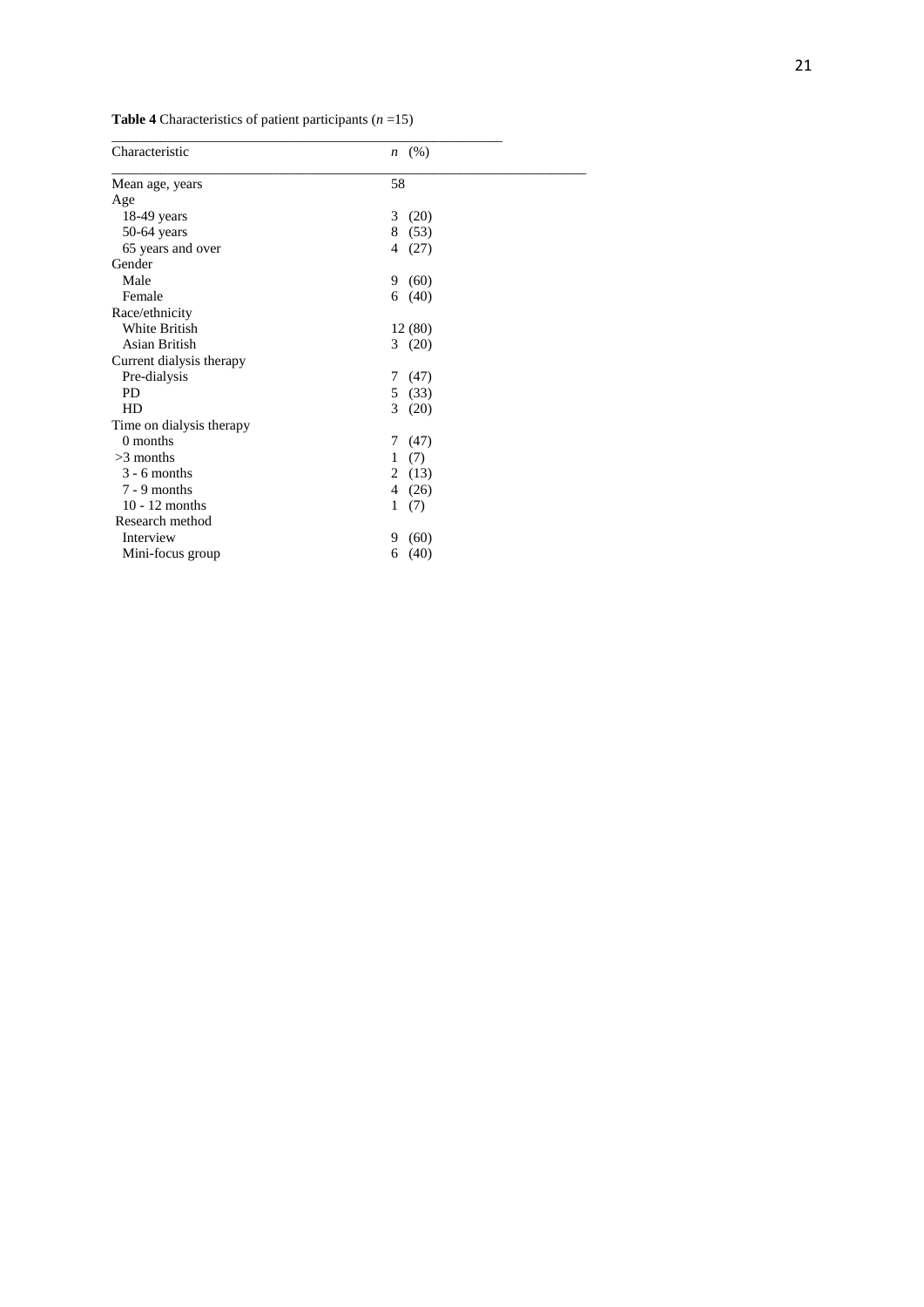**Table 4** Characteristics of patient participants (*n* =15)

| Characteristic | *n* (%) |
|---|---|
| Mean age, years | 58 |
| Age | |
| 18-49 years | 3 (20) |
| 50-64 years | 8 (53) |
| 65 years and over | 4 (27) |
| Gender | |
| Male | 9 (60) |
| Female | 6 (40) |
| Race/ethnicity | |
| White British | 12 (80) |
| Asian British | 3 (20) |
| Current dialysis therapy | |
| Pre-dialysis | 7 (47) |
| PD | 5 (33) |
| HD | 3 (20) |
| Time on dialysis therapy | |
| 0 months | 7 (47) |
| >3 months | 1 (7) |
| 3 - 6 months | 2 (13) |
| 7 - 9 months | 4 (26) |
| 10 - 12 months | 1 (7) |
| Research method | |
| Interview | 9 (60) |
| Mini-focus group | 6 (40) |